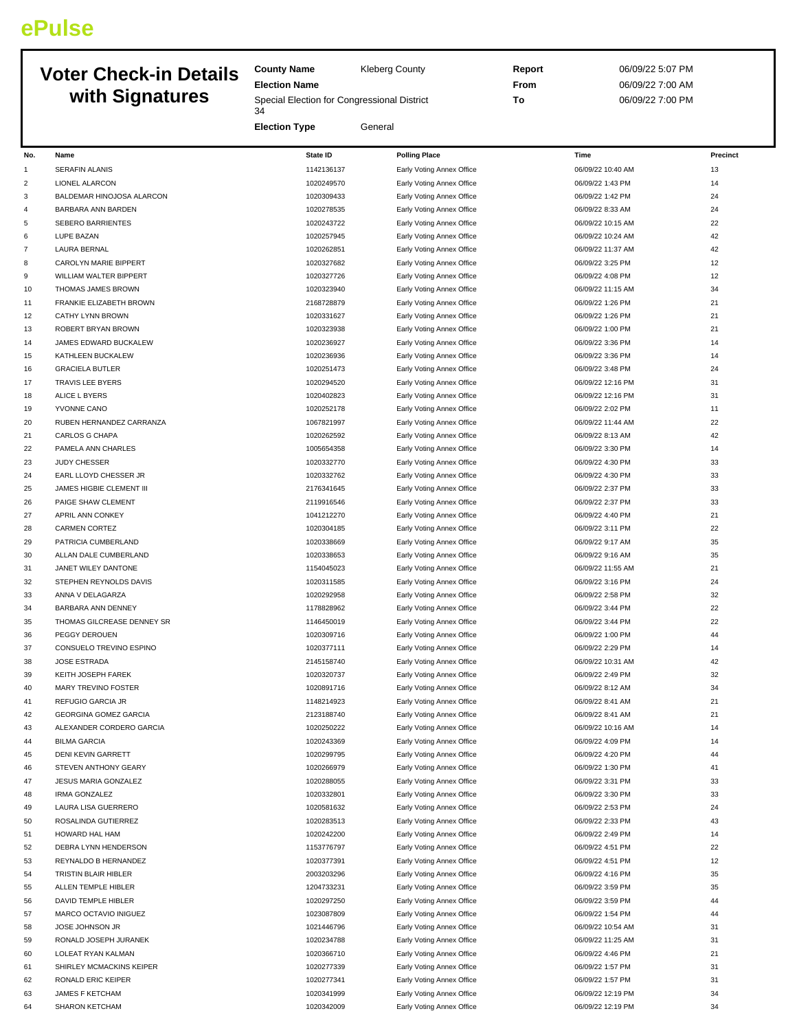ePulse

# Voter Check-in Details with Signatures

**County Name** Kleberg County
**Election Name** Special Election for Congressional District 34
**Election Type** General

**Report** 06/09/22 5:07 PM
**From** 06/09/22 7:00 AM
**To** 06/09/22 7:00 PM

| No. | Name | State ID | Polling Place | Time | Precinct |
|---|---|---|---|---|---|
| 1 | SERAFIN ALANIS | 1142136137 | Early Voting Annex Office | 06/09/22 10:40 AM | 13 |
| 2 | LIONEL ALARCON | 1020249570 | Early Voting Annex Office | 06/09/22 1:43 PM | 14 |
| 3 | BALDEMAR HINOJOSA ALARCON | 1020309433 | Early Voting Annex Office | 06/09/22 1:42 PM | 24 |
| 4 | BARBARA ANN BARDEN | 1020278535 | Early Voting Annex Office | 06/09/22 8:33 AM | 24 |
| 5 | SEBERO BARRIENTES | 1020243722 | Early Voting Annex Office | 06/09/22 10:15 AM | 22 |
| 6 | LUPE BAZAN | 1020257945 | Early Voting Annex Office | 06/09/22 10:24 AM | 42 |
| 7 | LAURA BERNAL | 1020262851 | Early Voting Annex Office | 06/09/22 11:37 AM | 42 |
| 8 | CAROLYN MARIE BIPPERT | 1020327682 | Early Voting Annex Office | 06/09/22 3:25 PM | 12 |
| 9 | WILLIAM WALTER BIPPERT | 1020327726 | Early Voting Annex Office | 06/09/22 4:08 PM | 12 |
| 10 | THOMAS JAMES BROWN | 1020323940 | Early Voting Annex Office | 06/09/22 11:15 AM | 34 |
| 11 | FRANKIE ELIZABETH BROWN | 2168728879 | Early Voting Annex Office | 06/09/22 1:26 PM | 21 |
| 12 | CATHY LYNN BROWN | 1020331627 | Early Voting Annex Office | 06/09/22 1:26 PM | 21 |
| 13 | ROBERT BRYAN BROWN | 1020323938 | Early Voting Annex Office | 06/09/22 1:00 PM | 21 |
| 14 | JAMES EDWARD BUCKALEW | 1020236927 | Early Voting Annex Office | 06/09/22 3:36 PM | 14 |
| 15 | KATHLEEN BUCKALEW | 1020236936 | Early Voting Annex Office | 06/09/22 3:36 PM | 14 |
| 16 | GRACIELA BUTLER | 1020251473 | Early Voting Annex Office | 06/09/22 3:48 PM | 24 |
| 17 | TRAVIS LEE BYERS | 1020294520 | Early Voting Annex Office | 06/09/22 12:16 PM | 31 |
| 18 | ALICE L BYERS | 1020402823 | Early Voting Annex Office | 06/09/22 12:16 PM | 31 |
| 19 | YVONNE CANO | 1020252178 | Early Voting Annex Office | 06/09/22 2:02 PM | 11 |
| 20 | RUBEN HERNANDEZ CARRANZA | 1067821997 | Early Voting Annex Office | 06/09/22 11:44 AM | 22 |
| 21 | CARLOS G CHAPA | 1020262592 | Early Voting Annex Office | 06/09/22 8:13 AM | 42 |
| 22 | PAMELA ANN CHARLES | 1005654358 | Early Voting Annex Office | 06/09/22 3:30 PM | 14 |
| 23 | JUDY CHESSER | 1020332770 | Early Voting Annex Office | 06/09/22 4:30 PM | 33 |
| 24 | EARL LLOYD CHESSER JR | 1020332762 | Early Voting Annex Office | 06/09/22 4:30 PM | 33 |
| 25 | JAMES HIGBIE CLEMENT III | 2176341645 | Early Voting Annex Office | 06/09/22 2:37 PM | 33 |
| 26 | PAIGE SHAW CLEMENT | 2119916546 | Early Voting Annex Office | 06/09/22 2:37 PM | 33 |
| 27 | APRIL ANN CONKEY | 1041212270 | Early Voting Annex Office | 06/09/22 4:40 PM | 21 |
| 28 | CARMEN CORTEZ | 1020304185 | Early Voting Annex Office | 06/09/22 3:11 PM | 22 |
| 29 | PATRICIA CUMBERLAND | 1020338669 | Early Voting Annex Office | 06/09/22 9:17 AM | 35 |
| 30 | ALLAN DALE CUMBERLAND | 1020338653 | Early Voting Annex Office | 06/09/22 9:16 AM | 35 |
| 31 | JANET WILEY DANTONE | 1154045023 | Early Voting Annex Office | 06/09/22 11:55 AM | 21 |
| 32 | STEPHEN REYNOLDS DAVIS | 1020311585 | Early Voting Annex Office | 06/09/22 3:16 PM | 24 |
| 33 | ANNA V DELAGARZA | 1020292958 | Early Voting Annex Office | 06/09/22 2:58 PM | 32 |
| 34 | BARBARA ANN DENNEY | 1178828962 | Early Voting Annex Office | 06/09/22 3:44 PM | 22 |
| 35 | THOMAS GILCREASE DENNEY SR | 1146450019 | Early Voting Annex Office | 06/09/22 3:44 PM | 22 |
| 36 | PEGGY DEROUEN | 1020309716 | Early Voting Annex Office | 06/09/22 1:00 PM | 44 |
| 37 | CONSUELO TREVINO ESPINO | 1020377111 | Early Voting Annex Office | 06/09/22 2:29 PM | 14 |
| 38 | JOSE ESTRADA | 2145158740 | Early Voting Annex Office | 06/09/22 10:31 AM | 42 |
| 39 | KEITH JOSEPH FAREK | 1020320737 | Early Voting Annex Office | 06/09/22 2:49 PM | 32 |
| 40 | MARY TREVINO FOSTER | 1020891716 | Early Voting Annex Office | 06/09/22 8:12 AM | 34 |
| 41 | REFUGIO GARCIA JR | 1148214923 | Early Voting Annex Office | 06/09/22 8:41 AM | 21 |
| 42 | GEORGINA GOMEZ GARCIA | 2123188740 | Early Voting Annex Office | 06/09/22 8:41 AM | 21 |
| 43 | ALEXANDER CORDERO GARCIA | 1020250222 | Early Voting Annex Office | 06/09/22 10:16 AM | 14 |
| 44 | BILMA GARCIA | 1020243369 | Early Voting Annex Office | 06/09/22 4:09 PM | 14 |
| 45 | DENI KEVIN GARRETT | 1020299795 | Early Voting Annex Office | 06/09/22 4:20 PM | 44 |
| 46 | STEVEN ANTHONY GEARY | 1020266979 | Early Voting Annex Office | 06/09/22 1:30 PM | 41 |
| 47 | JESUS MARIA GONZALEZ | 1020288055 | Early Voting Annex Office | 06/09/22 3:31 PM | 33 |
| 48 | IRMA GONZALEZ | 1020332801 | Early Voting Annex Office | 06/09/22 3:30 PM | 33 |
| 49 | LAURA LISA GUERRERO | 1020581632 | Early Voting Annex Office | 06/09/22 2:53 PM | 24 |
| 50 | ROSALINDA GUTIERREZ | 1020283513 | Early Voting Annex Office | 06/09/22 2:33 PM | 43 |
| 51 | HOWARD HAL HAM | 1020242200 | Early Voting Annex Office | 06/09/22 2:49 PM | 14 |
| 52 | DEBRA LYNN HENDERSON | 1153776797 | Early Voting Annex Office | 06/09/22 4:51 PM | 22 |
| 53 | REYNALDO B HERNANDEZ | 1020377391 | Early Voting Annex Office | 06/09/22 4:51 PM | 12 |
| 54 | TRISTIN BLAIR HIBLER | 2003203296 | Early Voting Annex Office | 06/09/22 4:16 PM | 35 |
| 55 | ALLEN TEMPLE HIBLER | 1204733231 | Early Voting Annex Office | 06/09/22 3:59 PM | 35 |
| 56 | DAVID TEMPLE HIBLER | 1020297250 | Early Voting Annex Office | 06/09/22 3:59 PM | 44 |
| 57 | MARCO OCTAVIO INIGUEZ | 1023087809 | Early Voting Annex Office | 06/09/22 1:54 PM | 44 |
| 58 | JOSE JOHNSON JR | 1021446796 | Early Voting Annex Office | 06/09/22 10:54 AM | 31 |
| 59 | RONALD JOSEPH JURANEK | 1020234788 | Early Voting Annex Office | 06/09/22 11:25 AM | 31 |
| 60 | LOLEAT RYAN KALMAN | 1020366710 | Early Voting Annex Office | 06/09/22 4:46 PM | 21 |
| 61 | SHIRLEY MCMACKINS KEIPER | 1020277339 | Early Voting Annex Office | 06/09/22 1:57 PM | 31 |
| 62 | RONALD ERIC KEIPER | 1020277341 | Early Voting Annex Office | 06/09/22 1:57 PM | 31 |
| 63 | JAMES F KETCHAM | 1020341999 | Early Voting Annex Office | 06/09/22 12:19 PM | 34 |
| 64 | SHARON KETCHAM | 1020342009 | Early Voting Annex Office | 06/09/22 12:19 PM | 34 |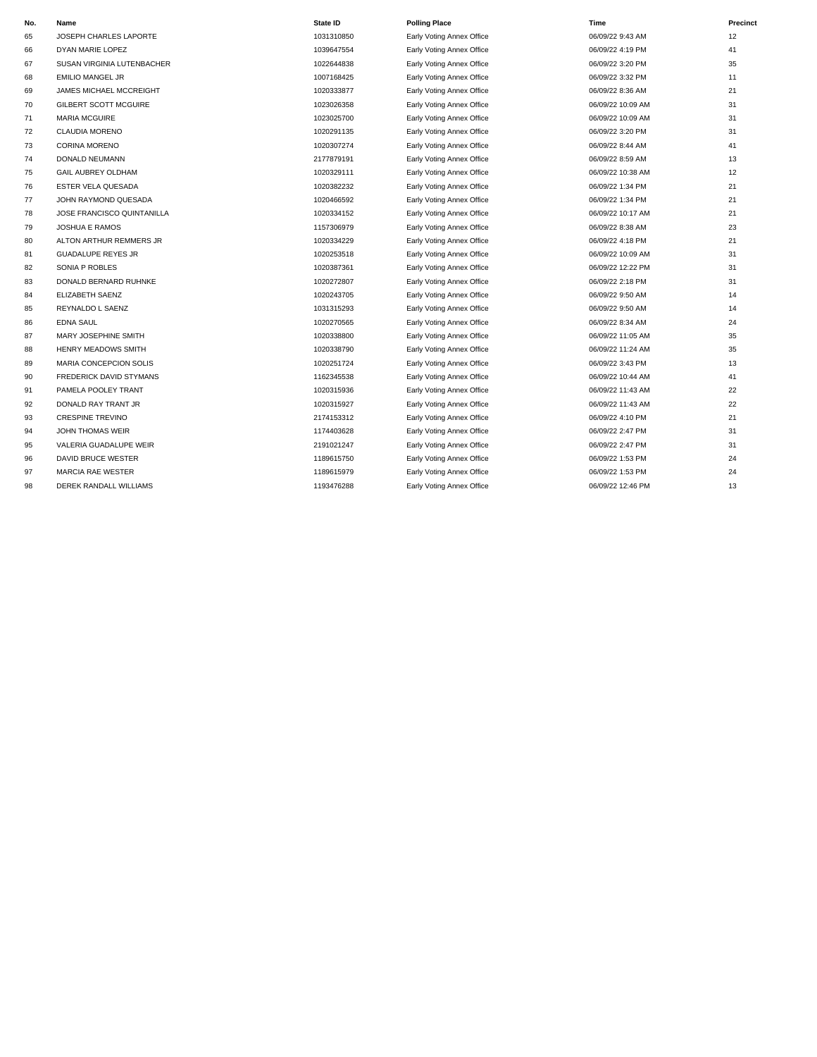| No. | Name | State ID | Polling Place | Time | Precinct |
|---|---|---|---|---|---|
| 65 | JOSEPH CHARLES LAPORTE | 1031310850 | Early Voting Annex Office | 06/09/22 9:43 AM | 12 |
| 66 | DYAN MARIE LOPEZ | 1039647554 | Early Voting Annex Office | 06/09/22 4:19 PM | 41 |
| 67 | SUSAN VIRGINIA LUTENBACHER | 1022644838 | Early Voting Annex Office | 06/09/22 3:20 PM | 35 |
| 68 | EMILIO MANGEL JR | 1007168425 | Early Voting Annex Office | 06/09/22 3:32 PM | 11 |
| 69 | JAMES MICHAEL MCCREIGHT | 1020333877 | Early Voting Annex Office | 06/09/22 8:36 AM | 21 |
| 70 | GILBERT SCOTT MCGUIRE | 1023026358 | Early Voting Annex Office | 06/09/22 10:09 AM | 31 |
| 71 | MARIA MCGUIRE | 1023025700 | Early Voting Annex Office | 06/09/22 10:09 AM | 31 |
| 72 | CLAUDIA MORENO | 1020291135 | Early Voting Annex Office | 06/09/22 3:20 PM | 31 |
| 73 | CORINA MORENO | 1020307274 | Early Voting Annex Office | 06/09/22 8:44 AM | 41 |
| 74 | DONALD NEUMANN | 2177879191 | Early Voting Annex Office | 06/09/22 8:59 AM | 13 |
| 75 | GAIL AUBREY OLDHAM | 1020329111 | Early Voting Annex Office | 06/09/22 10:38 AM | 12 |
| 76 | ESTER VELA QUESADA | 1020382232 | Early Voting Annex Office | 06/09/22 1:34 PM | 21 |
| 77 | JOHN RAYMOND QUESADA | 1020466592 | Early Voting Annex Office | 06/09/22 1:34 PM | 21 |
| 78 | JOSE FRANCISCO QUINTANILLA | 1020334152 | Early Voting Annex Office | 06/09/22 10:17 AM | 21 |
| 79 | JOSHUA E RAMOS | 1157306979 | Early Voting Annex Office | 06/09/22 8:38 AM | 23 |
| 80 | ALTON ARTHUR REMMERS JR | 1020334229 | Early Voting Annex Office | 06/09/22 4:18 PM | 21 |
| 81 | GUADALUPE REYES JR | 1020253518 | Early Voting Annex Office | 06/09/22 10:09 AM | 31 |
| 82 | SONIA P ROBLES | 1020387361 | Early Voting Annex Office | 06/09/22 12:22 PM | 31 |
| 83 | DONALD BERNARD RUHNKE | 1020272807 | Early Voting Annex Office | 06/09/22 2:18 PM | 31 |
| 84 | ELIZABETH SAENZ | 1020243705 | Early Voting Annex Office | 06/09/22 9:50 AM | 14 |
| 85 | REYNALDO L SAENZ | 1031315293 | Early Voting Annex Office | 06/09/22 9:50 AM | 14 |
| 86 | EDNA SAUL | 1020270565 | Early Voting Annex Office | 06/09/22 8:34 AM | 24 |
| 87 | MARY JOSEPHINE SMITH | 1020338800 | Early Voting Annex Office | 06/09/22 11:05 AM | 35 |
| 88 | HENRY MEADOWS SMITH | 1020338790 | Early Voting Annex Office | 06/09/22 11:24 AM | 35 |
| 89 | MARIA CONCEPCION SOLIS | 1020251724 | Early Voting Annex Office | 06/09/22 3:43 PM | 13 |
| 90 | FREDERICK DAVID STYMANS | 1162345538 | Early Voting Annex Office | 06/09/22 10:44 AM | 41 |
| 91 | PAMELA POOLEY TRANT | 1020315936 | Early Voting Annex Office | 06/09/22 11:43 AM | 22 |
| 92 | DONALD RAY TRANT JR | 1020315927 | Early Voting Annex Office | 06/09/22 11:43 AM | 22 |
| 93 | CRESPINE TREVINO | 2174153312 | Early Voting Annex Office | 06/09/22 4:10 PM | 21 |
| 94 | JOHN THOMAS WEIR | 1174403628 | Early Voting Annex Office | 06/09/22 2:47 PM | 31 |
| 95 | VALERIA GUADALUPE WEIR | 2191021247 | Early Voting Annex Office | 06/09/22 2:47 PM | 31 |
| 96 | DAVID BRUCE WESTER | 1189615750 | Early Voting Annex Office | 06/09/22 1:53 PM | 24 |
| 97 | MARCIA RAE WESTER | 1189615979 | Early Voting Annex Office | 06/09/22 1:53 PM | 24 |
| 98 | DEREK RANDALL WILLIAMS | 1193476288 | Early Voting Annex Office | 06/09/22 12:46 PM | 13 |